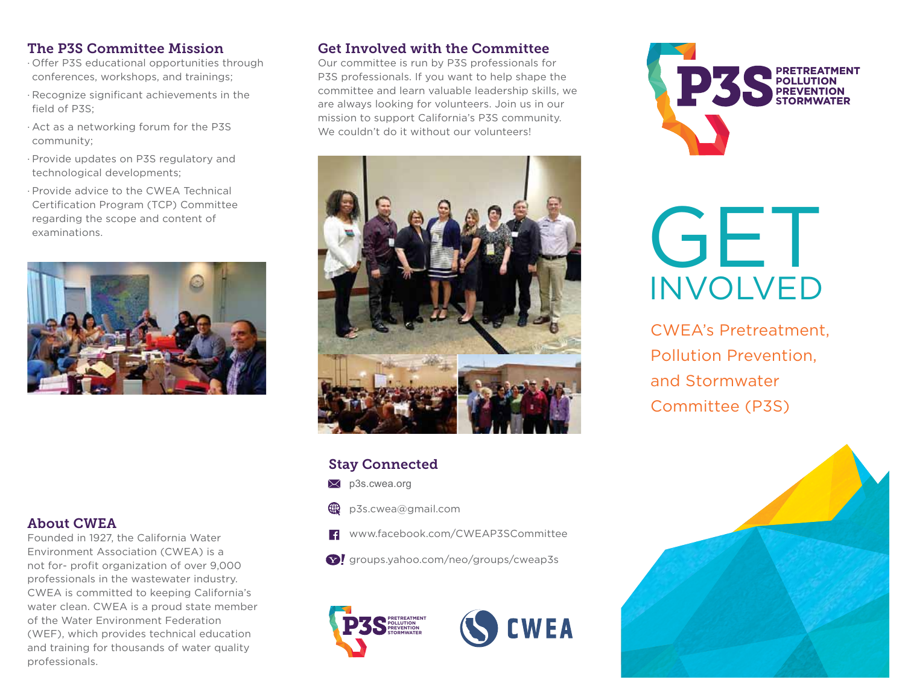## The P3S Committee Mission

- Offer P3S educational opportunities through conferences, workshops, and trainings;
- Recognize significant achievements in the field of P3S;
- Act as a networking forum for the P3S community;
- Provide updates on P3S regulatory and technological developments;
- Provide advice to the CWEA Technical Certification Program (TCP) Committee regarding the scope and content of examinations.

## About CWEA

Founded in 1927, the California Water Environment Association (CWEA) is a not for- profit organization of over 9,000 professionals in the wastewater industry. CWEA is committed to keeping California's water clean. CWEA is a proud state member of the Water Environment Federation (WEF), which provides technical education and training for thousands of water quality professionals.

## Get Involved with the Committee

Our committee is run by P3S professionals for P3S professionals. If you want to help shape the committee and learn valuable leadership skills, we are always looking for volunteers. Join us in our mission to support California's P3S community. We couldn't do it without our volunteers!

## Stay Connected

- p3s.cwea.org
- p3s.cwea@gmail.com
- www.facebook.com/CWEAP3SCommittee
- groups.yahoo.com/neo/groups/cweap3s

P3S PRETREATMENT POLLUTION PREVENTION STORMWATER

CWEA

# GET INVOLVED

CWEA's Pretreatment, Pollution Prevention, and Stormwater Committee (P3S)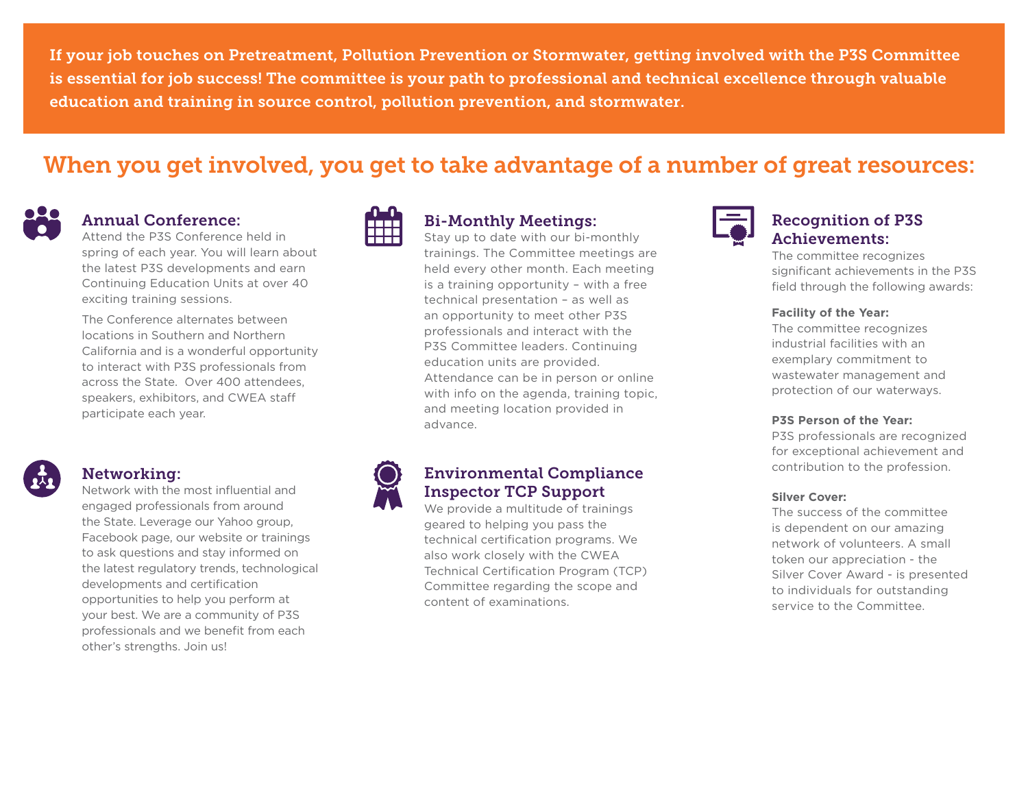**If your job touches on Pretreatment, Pollution Prevention or Stormwater, getting involved with the P3S Committee is essential for job success! The committee is your path to professional and technical excellence through valuable education and training in source control, pollution prevention, and stormwater.**

## When you get involved, you get to take advantage of a number of great resources:

### Annual Conference:

Attend the P3S Conference held in spring of each year. You will learn about the latest P3S developments and earn Continuing Education Units at over 40 exciting training sessions.

The Conference alternates between locations in Southern and Northern California and is a wonderful opportunity to interact with P3S professionals from across the State. Over 400 attendees, speakers, exhibitors, and CWEA staff participate each year.

### Networking:

Network with the most influential and engaged professionals from around the State. Leverage our Yahoo group, Facebook page, our website or trainings to ask questions and stay informed on the latest regulatory trends, technological developments and certification opportunities to help you perform at your best. We are a community of P3S professionals and we benefit from each other's strengths. Join us!

### Bi-Monthly Meetings:

Stay up to date with our bi-monthly trainings. The Committee meetings are held every other month. Each meeting is a training opportunity – with a free technical presentation – as well as an opportunity to meet other P3S professionals and interact with the P3S Committee leaders. Continuing education units are provided. Attendance can be in person or online with info on the agenda, training topic, and meeting location provided in advance.

### Environmental Compliance Inspector TCP Support

We provide a multitude of trainings geared to helping you pass the technical certification programs. We also work closely with the CWEA Technical Certification Program (TCP) Committee regarding the scope and content of examinations.

### Recognition of P3S Achievements:

The committee recognizes significant achievements in the P3S field through the following awards:

**Facility of the Year:**
The committee recognizes industrial facilities with an exemplary commitment to wastewater management and protection of our waterways.

**P3S Person of the Year:**
P3S professionals are recognized for exceptional achievement and contribution to the profession.

**Silver Cover:**
The success of the committee is dependent on our amazing network of volunteers. A small token our appreciation - the Silver Cover Award - is presented to individuals for outstanding service to the Committee.